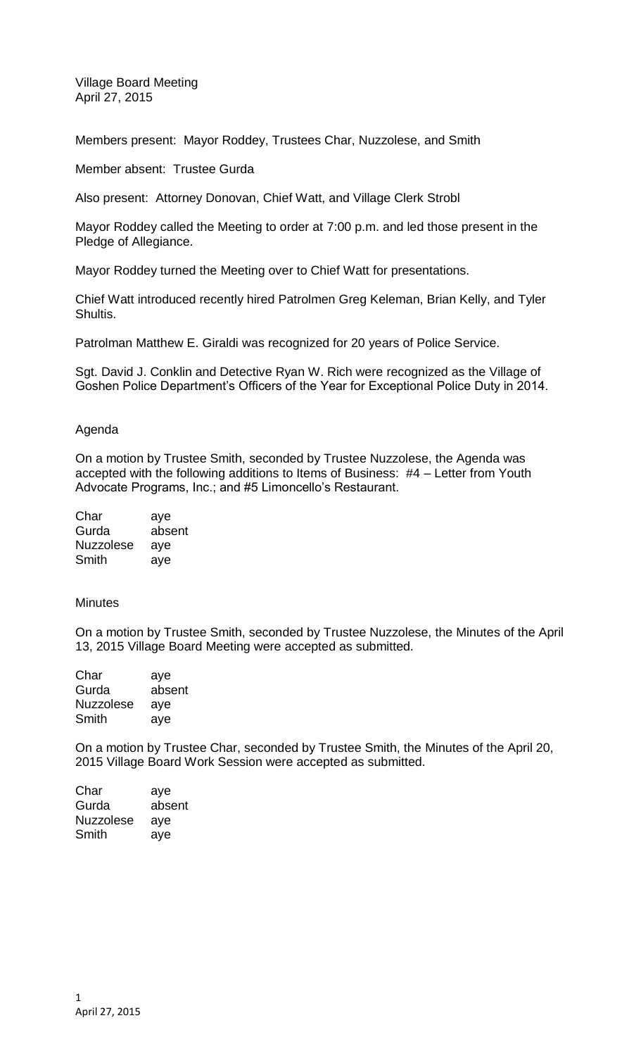Village Board Meeting
April 27, 2015

Members present: Mayor Roddey, Trustees Char, Nuzzolese, and Smith

Member absent: Trustee Gurda

Also present: Attorney Donovan, Chief Watt, and Village Clerk Strobl

Mayor Roddey called the Meeting to order at 7:00 p.m. and led those present in the Pledge of Allegiance.

Mayor Roddey turned the Meeting over to Chief Watt for presentations.

Chief Watt introduced recently hired Patrolmen Greg Keleman, Brian Kelly, and Tyler Shultis.

Patrolman Matthew E. Giraldi was recognized for 20 years of Police Service.

Sgt. David J. Conklin and Detective Ryan W. Rich were recognized as the Village of Goshen Police Department's Officers of the Year for Exceptional Police Duty in 2014.

Agenda

On a motion by Trustee Smith, seconded by Trustee Nuzzolese, the Agenda was accepted with the following additions to Items of Business: #4 – Letter from Youth Advocate Programs, Inc.; and #5 Limoncello's Restaurant.

| | |
|---|---|
| Char | aye |
| Gurda | absent |
| Nuzzolese | aye |
| Smith | aye |

Minutes

On a motion by Trustee Smith, seconded by Trustee Nuzzolese, the Minutes of the April 13, 2015 Village Board Meeting were accepted as submitted.

| | |
|---|---|
| Char | aye |
| Gurda | absent |
| Nuzzolese | aye |
| Smith | aye |

On a motion by Trustee Char, seconded by Trustee Smith, the Minutes of the April 20, 2015 Village Board Work Session were accepted as submitted.

| | |
|---|---|
| Char | aye |
| Gurda | absent |
| Nuzzolese | aye |
| Smith | aye |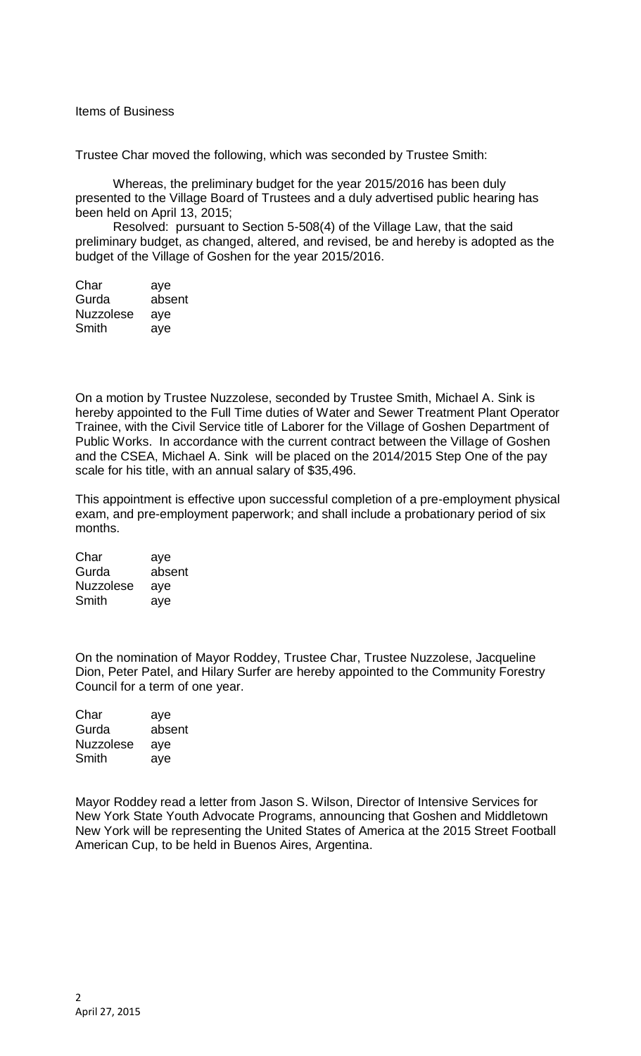Items of Business

Trustee Char moved the following, which was seconded by Trustee Smith:

Whereas, the preliminary budget for the year 2015/2016 has been duly presented to the Village Board of Trustees and a duly advertised public hearing has been held on April 13, 2015;

Resolved: pursuant to Section 5-508(4) of the Village Law, that the said preliminary budget, as changed, altered, and revised, be and hereby is adopted as the budget of the Village of Goshen for the year 2015/2016.

| | |
|---|---|
| Char | aye |
| Gurda | absent |
| Nuzzolese | aye |
| Smith | aye |

On a motion by Trustee Nuzzolese, seconded by Trustee Smith, Michael A. Sink is hereby appointed to the Full Time duties of Water and Sewer Treatment Plant Operator Trainee, with the Civil Service title of Laborer for the Village of Goshen Department of Public Works. In accordance with the current contract between the Village of Goshen and the CSEA, Michael A. Sink will be placed on the 2014/2015 Step One of the pay scale for his title, with an annual salary of $35,496.

This appointment is effective upon successful completion of a pre-employment physical exam, and pre-employment paperwork; and shall include a probationary period of six months.

| | |
|---|---|
| Char | aye |
| Gurda | absent |
| Nuzzolese | aye |
| Smith | aye |

On the nomination of Mayor Roddey, Trustee Char, Trustee Nuzzolese, Jacqueline Dion, Peter Patel, and Hilary Surfer are hereby appointed to the Community Forestry Council for a term of one year.

| | |
|---|---|
| Char | aye |
| Gurda | absent |
| Nuzzolese | aye |
| Smith | aye |

Mayor Roddey read a letter from Jason S. Wilson, Director of Intensive Services for New York State Youth Advocate Programs, announcing that Goshen and Middletown New York will be representing the United States of America at the 2015 Street Football American Cup, to be held in Buenos Aires, Argentina.

April 27, 2015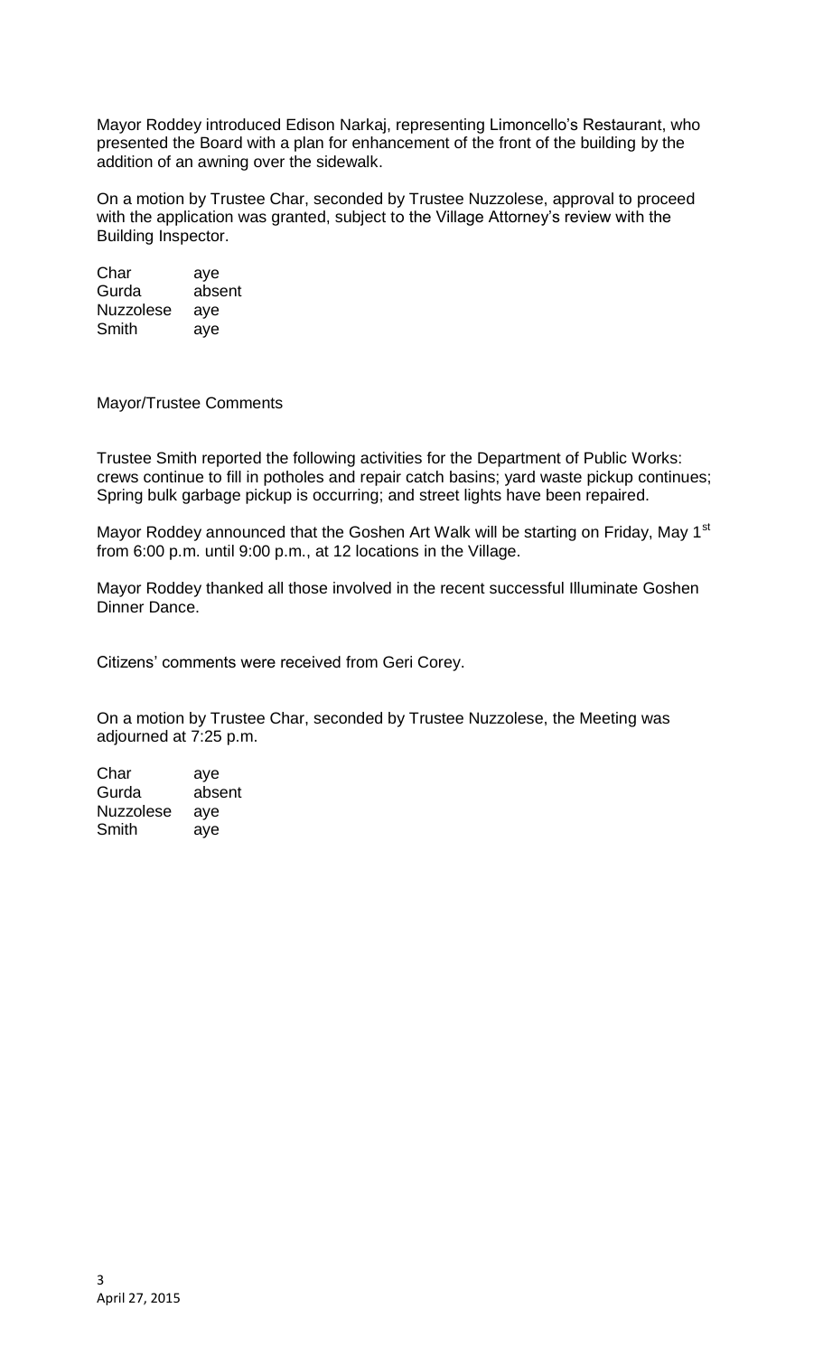Mayor Roddey introduced Edison Narkaj, representing Limoncello's Restaurant, who presented the Board with a plan for enhancement of the front of the building by the addition of an awning over the sidewalk.

On a motion by Trustee Char, seconded by Trustee Nuzzolese, approval to proceed with the application was granted, subject to the Village Attorney's review with the Building Inspector.

| | |
|---|---|
| Char | aye |
| Gurda | absent |
| Nuzzolese | aye |
| Smith | aye |

Mayor/Trustee Comments

Trustee Smith reported the following activities for the Department of Public Works: crews continue to fill in potholes and repair catch basins; yard waste pickup continues; Spring bulk garbage pickup is occurring; and street lights have been repaired.

Mayor Roddey announced that the Goshen Art Walk will be starting on Friday, May 1st from 6:00 p.m. until 9:00 p.m., at 12 locations in the Village.

Mayor Roddey thanked all those involved in the recent successful Illuminate Goshen Dinner Dance.

Citizens' comments were received from Geri Corey.

On a motion by Trustee Char, seconded by Trustee Nuzzolese, the Meeting was adjourned at 7:25 p.m.

| | |
|---|---|
| Char | aye |
| Gurda | absent |
| Nuzzolese | aye |
| Smith | aye |